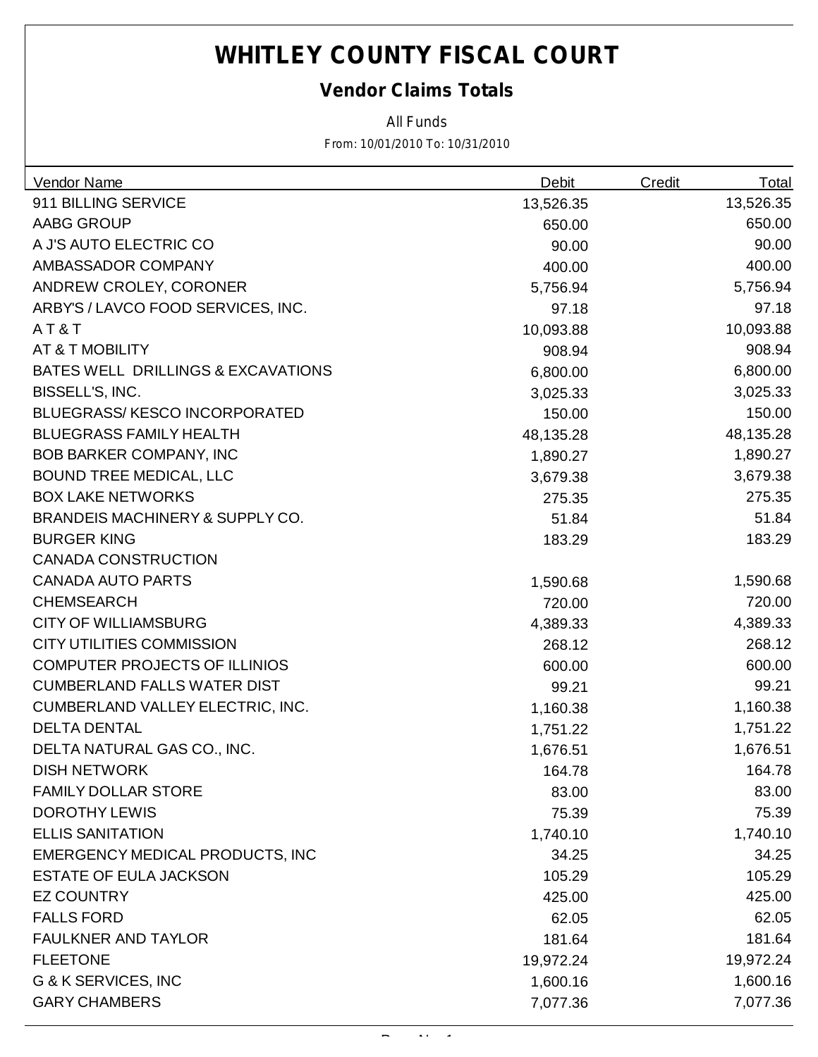# WHITLEY COUNTY FISCAL COURT

## Vendor Claims Totals

All Funds

From: 10/01/2010 To: 10/31/2010

| Vendor Name | Debit | Credit | Total |
|---|---|---|---|
| 911 BILLING SERVICE | 13,526.35 | | 13,526.35 |
| AABG GROUP | 650.00 | | 650.00 |
| A J'S AUTO ELECTRIC CO | 90.00 | | 90.00 |
| AMBASSADOR COMPANY | 400.00 | | 400.00 |
| ANDREW CROLEY, CORONER | 5,756.94 | | 5,756.94 |
| ARBY'S / LAVCO FOOD SERVICES, INC. | 97.18 | | 97.18 |
| A T & T | 10,093.88 | | 10,093.88 |
| AT & T MOBILITY | 908.94 | | 908.94 |
| BATES WELL DRILLINGS & EXCAVATIONS | 6,800.00 | | 6,800.00 |
| BISSELL'S, INC. | 3,025.33 | | 3,025.33 |
| BLUEGRASS/ KESCO INCORPORATED | 150.00 | | 150.00 |
| BLUEGRASS FAMILY HEALTH | 48,135.28 | | 48,135.28 |
| BOB BARKER COMPANY, INC | 1,890.27 | | 1,890.27 |
| BOUND TREE MEDICAL, LLC | 3,679.38 | | 3,679.38 |
| BOX LAKE NETWORKS | 275.35 | | 275.35 |
| BRANDEIS MACHINERY & SUPPLY CO. | 51.84 | | 51.84 |
| BURGER KING | 183.29 | | 183.29 |
| CANADA CONSTRUCTION | | | |
| CANADA AUTO PARTS | 1,590.68 | | 1,590.68 |
| CHEMSEARCH | 720.00 | | 720.00 |
| CITY OF WILLIAMSBURG | 4,389.33 | | 4,389.33 |
| CITY UTILITIES COMMISSION | 268.12 | | 268.12 |
| COMPUTER PROJECTS OF ILLINIOS | 600.00 | | 600.00 |
| CUMBERLAND FALLS WATER DIST | 99.21 | | 99.21 |
| CUMBERLAND VALLEY ELECTRIC, INC. | 1,160.38 | | 1,160.38 |
| DELTA DENTAL | 1,751.22 | | 1,751.22 |
| DELTA NATURAL GAS CO., INC. | 1,676.51 | | 1,676.51 |
| DISH NETWORK | 164.78 | | 164.78 |
| FAMILY DOLLAR STORE | 83.00 | | 83.00 |
| DOROTHY LEWIS | 75.39 | | 75.39 |
| ELLIS SANITATION | 1,740.10 | | 1,740.10 |
| EMERGENCY MEDICAL PRODUCTS, INC | 34.25 | | 34.25 |
| ESTATE OF EULA JACKSON | 105.29 | | 105.29 |
| EZ COUNTRY | 425.00 | | 425.00 |
| FALLS FORD | 62.05 | | 62.05 |
| FAULKNER AND TAYLOR | 181.64 | | 181.64 |
| FLEETONE | 19,972.24 | | 19,972.24 |
| G & K SERVICES, INC | 1,600.16 | | 1,600.16 |
| GARY CHAMBERS | 7,077.36 | | 7,077.36 |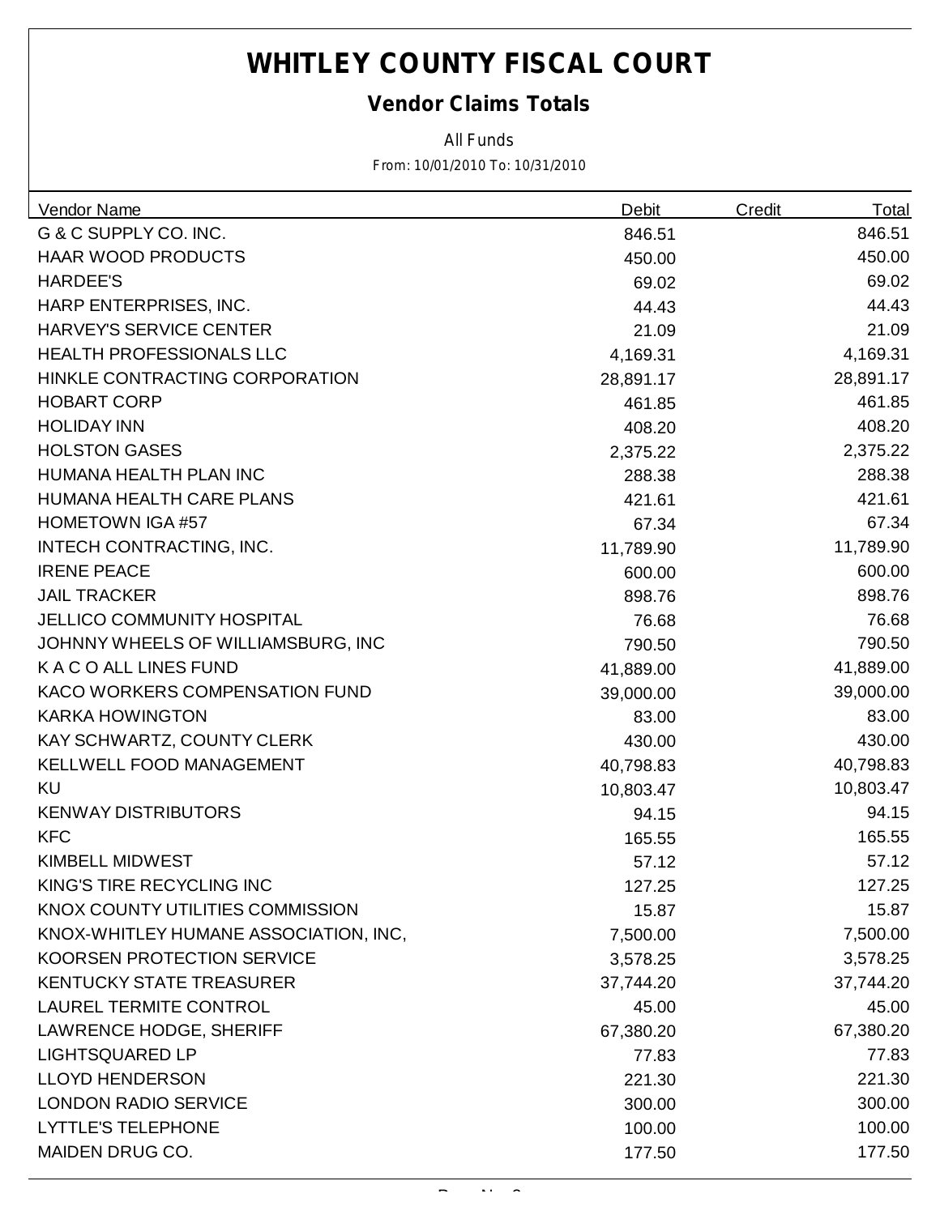# WHITLEY COUNTY FISCAL COURT

## Vendor Claims Totals

All Funds

From: 10/01/2010 To: 10/31/2010

| Vendor Name | Debit | Credit | Total |
|---|---|---|---|
| G & C SUPPLY CO. INC. | 846.51 | | 846.51 |
| HAAR WOOD PRODUCTS | 450.00 | | 450.00 |
| HARDEE'S | 69.02 | | 69.02 |
| HARP ENTERPRISES, INC. | 44.43 | | 44.43 |
| HARVEY'S SERVICE CENTER | 21.09 | | 21.09 |
| HEALTH PROFESSIONALS LLC | 4,169.31 | | 4,169.31 |
| HINKLE CONTRACTING CORPORATION | 28,891.17 | | 28,891.17 |
| HOBART CORP | 461.85 | | 461.85 |
| HOLIDAY INN | 408.20 | | 408.20 |
| HOLSTON GASES | 2,375.22 | | 2,375.22 |
| HUMANA HEALTH PLAN INC | 288.38 | | 288.38 |
| HUMANA HEALTH CARE PLANS | 421.61 | | 421.61 |
| HOMETOWN IGA #57 | 67.34 | | 67.34 |
| INTECH CONTRACTING, INC. | 11,789.90 | | 11,789.90 |
| IRENE PEACE | 600.00 | | 600.00 |
| JAIL TRACKER | 898.76 | | 898.76 |
| JELLICO COMMUNITY HOSPITAL | 76.68 | | 76.68 |
| JOHNNY WHEELS OF WILLIAMSBURG, INC | 790.50 | | 790.50 |
| K A C O ALL LINES FUND | 41,889.00 | | 41,889.00 |
| KACO WORKERS COMPENSATION FUND | 39,000.00 | | 39,000.00 |
| KARKA HOWINGTON | 83.00 | | 83.00 |
| KAY SCHWARTZ, COUNTY CLERK | 430.00 | | 430.00 |
| KELLWELL FOOD MANAGEMENT | 40,798.83 | | 40,798.83 |
| KU | 10,803.47 | | 10,803.47 |
| KENWAY DISTRIBUTORS | 94.15 | | 94.15 |
| KFC | 165.55 | | 165.55 |
| KIMBELL MIDWEST | 57.12 | | 57.12 |
| KING'S TIRE RECYCLING INC | 127.25 | | 127.25 |
| KNOX COUNTY UTILITIES COMMISSION | 15.87 | | 15.87 |
| KNOX-WHITLEY HUMANE ASSOCIATION, INC, | 7,500.00 | | 7,500.00 |
| KOORSEN PROTECTION SERVICE | 3,578.25 | | 3,578.25 |
| KENTUCKY STATE TREASURER | 37,744.20 | | 37,744.20 |
| LAUREL TERMITE CONTROL | 45.00 | | 45.00 |
| LAWRENCE HODGE, SHERIFF | 67,380.20 | | 67,380.20 |
| LIGHTSQUARED LP | 77.83 | | 77.83 |
| LLOYD HENDERSON | 221.30 | | 221.30 |
| LONDON RADIO SERVICE | 300.00 | | 300.00 |
| LYTTLE'S TELEPHONE | 100.00 | | 100.00 |
| MAIDEN DRUG CO. | 177.50 | | 177.50 |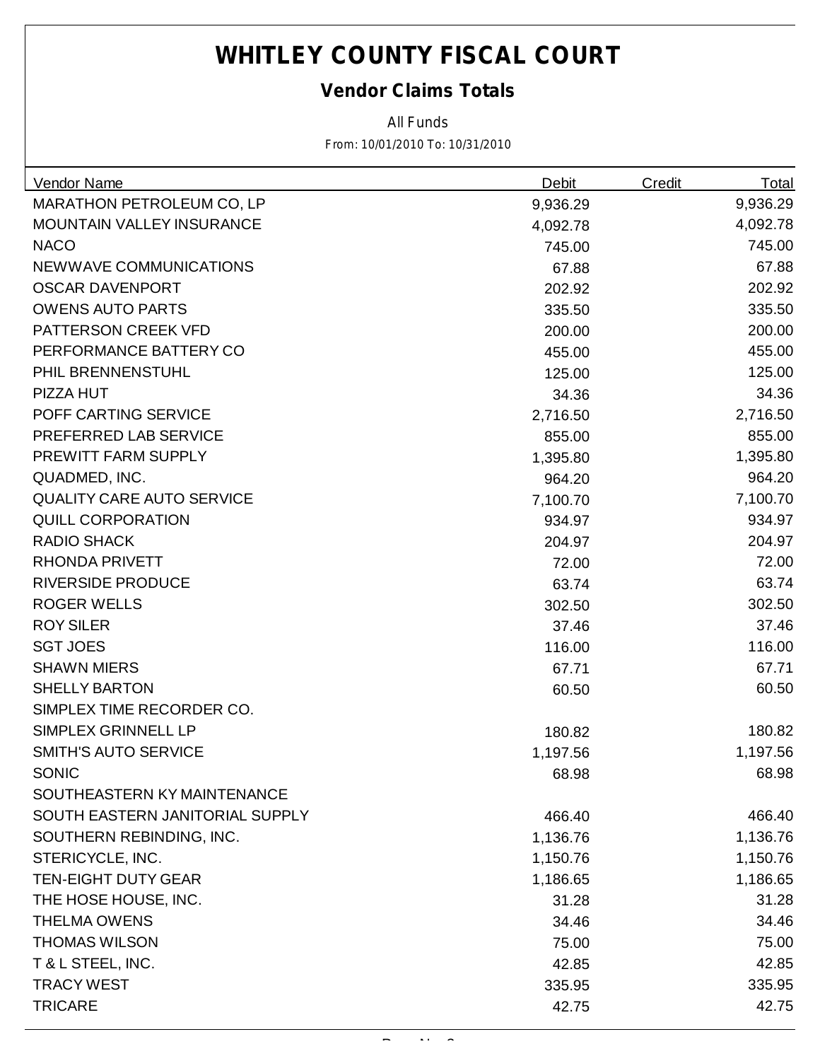# WHITLEY COUNTY FISCAL COURT

## Vendor Claims Totals

All Funds

From: 10/01/2010 To: 10/31/2010

| Vendor Name | Debit | Credit | Total |
|---|---|---|---|
| MARATHON PETROLEUM CO, LP | 9,936.29 | | 9,936.29 |
| MOUNTAIN VALLEY INSURANCE | 4,092.78 | | 4,092.78 |
| NACO | 745.00 | | 745.00 |
| NEWWAVE COMMUNICATIONS | 67.88 | | 67.88 |
| OSCAR DAVENPORT | 202.92 | | 202.92 |
| OWENS AUTO PARTS | 335.50 | | 335.50 |
| PATTERSON CREEK VFD | 200.00 | | 200.00 |
| PERFORMANCE BATTERY CO | 455.00 | | 455.00 |
| PHIL BRENNENSTUHL | 125.00 | | 125.00 |
| PIZZA HUT | 34.36 | | 34.36 |
| POFF CARTING SERVICE | 2,716.50 | | 2,716.50 |
| PREFERRED LAB SERVICE | 855.00 | | 855.00 |
| PREWITT FARM SUPPLY | 1,395.80 | | 1,395.80 |
| QUADMED, INC. | 964.20 | | 964.20 |
| QUALITY CARE AUTO SERVICE | 7,100.70 | | 7,100.70 |
| QUILL CORPORATION | 934.97 | | 934.97 |
| RADIO SHACK | 204.97 | | 204.97 |
| RHONDA PRIVETT | 72.00 | | 72.00 |
| RIVERSIDE PRODUCE | 63.74 | | 63.74 |
| ROGER WELLS | 302.50 | | 302.50 |
| ROY SILER | 37.46 | | 37.46 |
| SGT JOES | 116.00 | | 116.00 |
| SHAWN MIERS | 67.71 | | 67.71 |
| SHELLY BARTON | 60.50 | | 60.50 |
| SIMPLEX TIME RECORDER CO. | | | |
| SIMPLEX GRINNELL LP | 180.82 | | 180.82 |
| SMITH'S AUTO SERVICE | 1,197.56 | | 1,197.56 |
| SONIC | 68.98 | | 68.98 |
| SOUTHEASTERN KY MAINTENANCE | | | |
| SOUTH EASTERN JANITORIAL SUPPLY | 466.40 | | 466.40 |
| SOUTHERN REBINDING, INC. | 1,136.76 | | 1,136.76 |
| STERICYCLE, INC. | 1,150.76 | | 1,150.76 |
| TEN-EIGHT DUTY GEAR | 1,186.65 | | 1,186.65 |
| THE HOSE HOUSE, INC. | 31.28 | | 31.28 |
| THELMA OWENS | 34.46 | | 34.46 |
| THOMAS WILSON | 75.00 | | 75.00 |
| T & L STEEL, INC. | 42.85 | | 42.85 |
| TRACY WEST | 335.95 | | 335.95 |
| TRICARE | 42.75 | | 42.75 |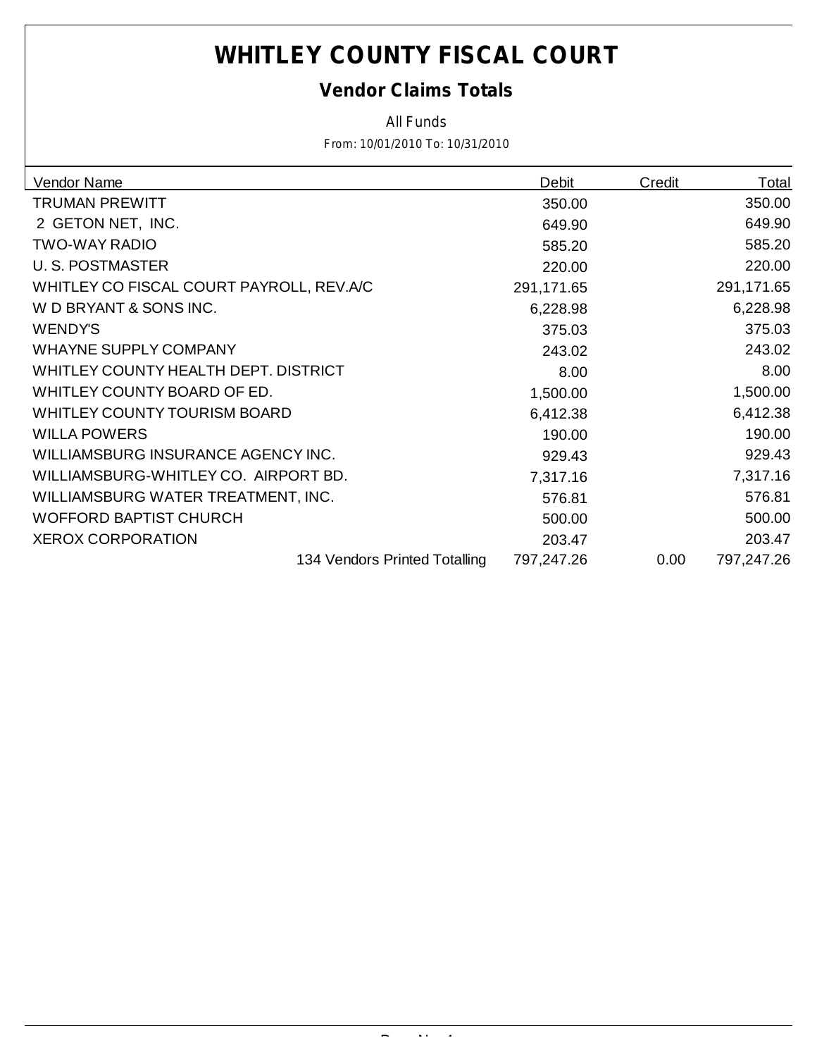# WHITLEY COUNTY FISCAL COURT

## Vendor Claims Totals

All Funds

From: 10/01/2010 To: 10/31/2010

| Vendor Name | Debit | Credit | Total |
|---|---|---|---|
| TRUMAN PREWITT | 350.00 | | 350.00 |
| 2 GETON NET, INC. | 649.90 | | 649.90 |
| TWO-WAY RADIO | 585.20 | | 585.20 |
| U. S. POSTMASTER | 220.00 | | 220.00 |
| WHITLEY CO FISCAL COURT PAYROLL, REV.A/C | 291,171.65 | | 291,171.65 |
| W D BRYANT & SONS INC. | 6,228.98 | | 6,228.98 |
| WENDY'S | 375.03 | | 375.03 |
| WHAYNE SUPPLY COMPANY | 243.02 | | 243.02 |
| WHITLEY COUNTY HEALTH DEPT. DISTRICT | 8.00 | | 8.00 |
| WHITLEY COUNTY BOARD OF ED. | 1,500.00 | | 1,500.00 |
| WHITLEY COUNTY TOURISM BOARD | 6,412.38 | | 6,412.38 |
| WILLA POWERS | 190.00 | | 190.00 |
| WILLIAMSBURG INSURANCE AGENCY INC. | 929.43 | | 929.43 |
| WILLIAMSBURG-WHITLEY CO. AIRPORT BD. | 7,317.16 | | 7,317.16 |
| WILLIAMSBURG WATER TREATMENT, INC. | 576.81 | | 576.81 |
| WOFFORD BAPTIST CHURCH | 500.00 | | 500.00 |
| XEROX CORPORATION | 203.47 | | 203.47 |
| 134 Vendors Printed Totalling | 797,247.26 | 0.00 | 797,247.26 |